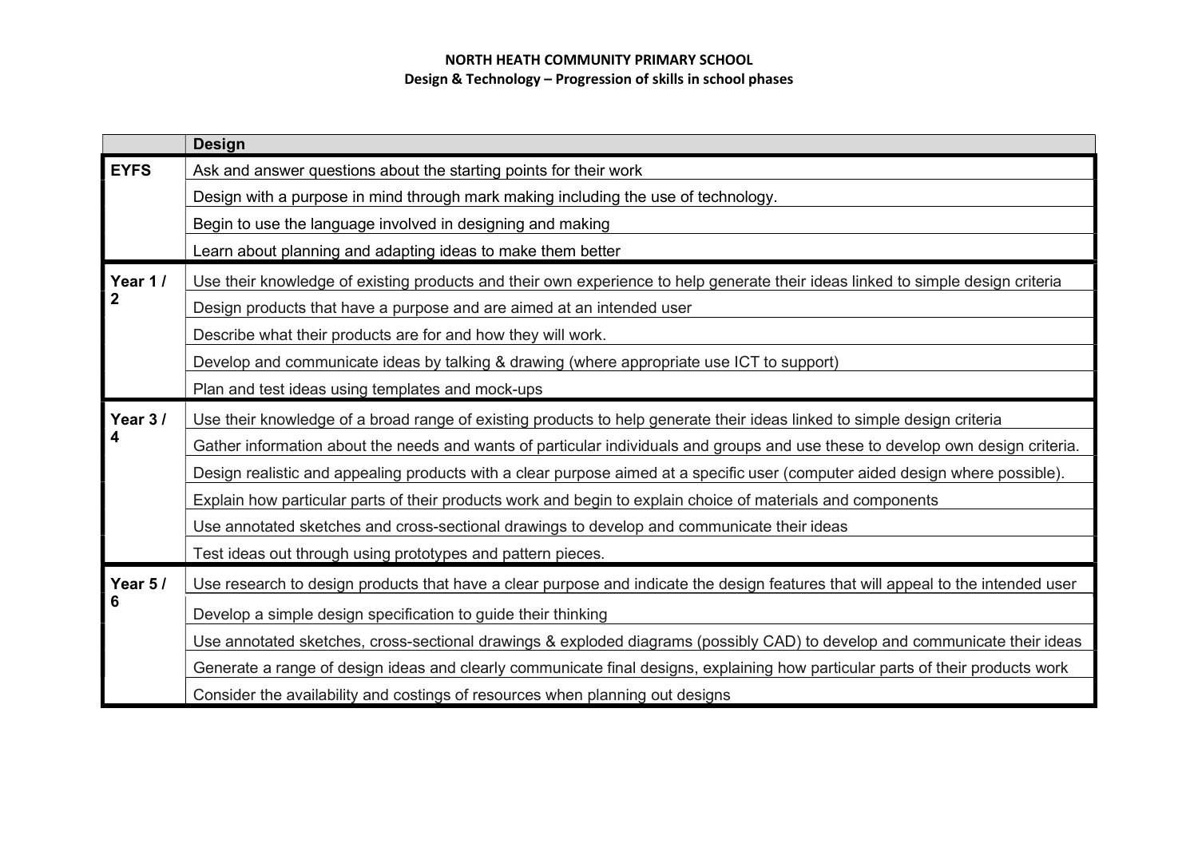**NORTH HEATH COMMUNITY PRIMARY SCHOOL**
**Design & Technology – Progression of skills in school phases**

| | Design |
|---|---|
| **EYFS** | Ask and answer questions about the starting points for their work |
| | Design with a purpose in mind through mark making including the use of technology. |
| | Begin to use the language involved in designing and making |
| | Learn about planning and adapting ideas to make them better |
| **Year 1 / 2** | Use their knowledge of existing products and their own experience to help generate their ideas linked to simple design criteria |
| | Design products that have a purpose and are aimed at an intended user |
| | Describe what their products are for and how they will work. |
| | Develop and communicate ideas by talking & drawing (where appropriate use ICT to support) |
| | Plan and test ideas using templates and mock-ups |
| **Year 3 / 4** | Use their knowledge of a broad range of existing products to help generate their ideas linked to simple design criteria |
| | Gather information about the needs and wants of particular individuals and groups and use these to develop own design criteria. |
| | Design realistic and appealing products with a clear purpose aimed at a specific user (computer aided design where possible). |
| | Explain how particular parts of their products work and begin to explain choice of materials and components |
| | Use annotated sketches and cross-sectional drawings to develop and communicate their ideas |
| | Test ideas out through using prototypes and pattern pieces. |
| **Year 5 / 6** | Use research to design products that have a clear purpose and indicate the design features that will appeal to the intended user |
| | Develop a simple design specification to guide their thinking |
| | Use annotated sketches, cross-sectional drawings & exploded diagrams (possibly CAD) to develop and communicate their ideas |
| | Generate a range of design ideas and clearly communicate final designs, explaining how particular parts of their products work |
| | Consider the availability and costings of resources when planning out designs |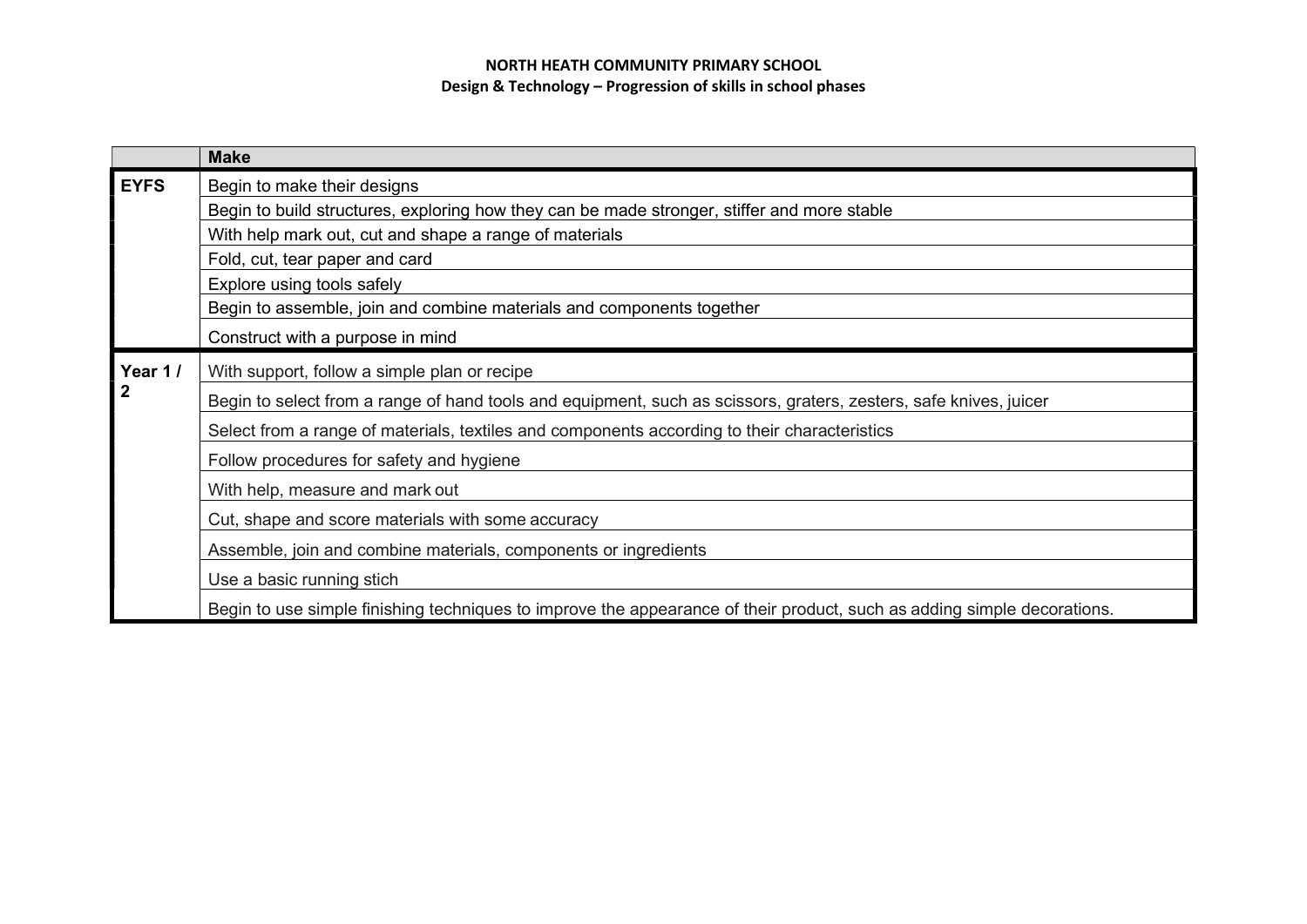**NORTH HEATH COMMUNITY PRIMARY SCHOOL**
**Design & Technology – Progression of skills in school phases**

| | **Make** |
|---|---|
| **EYFS** | Begin to make their designs |
| | Begin to build structures, exploring how they can be made stronger, stiffer and more stable |
| | With help mark out, cut and shape a range of materials |
| | Fold, cut, tear paper and card |
| | Explore using tools safely |
| | Begin to assemble, join and combine materials and components together |
| | Construct with a purpose in mind |
| **Year 1 / 2** | With support, follow a simple plan or recipe |
| | Begin to select from a range of hand tools and equipment, such as scissors, graters, zesters, safe knives, juicer |
| | Select from a range of materials, textiles and components according to their characteristics |
| | Follow procedures for safety and hygiene |
| | With help, measure and mark out |
| | Cut, shape and score materials with some accuracy |
| | Assemble, join and combine materials, components or ingredients |
| | Use a basic running stich |
| | Begin to use simple finishing techniques to improve the appearance of their product, such as adding simple decorations. |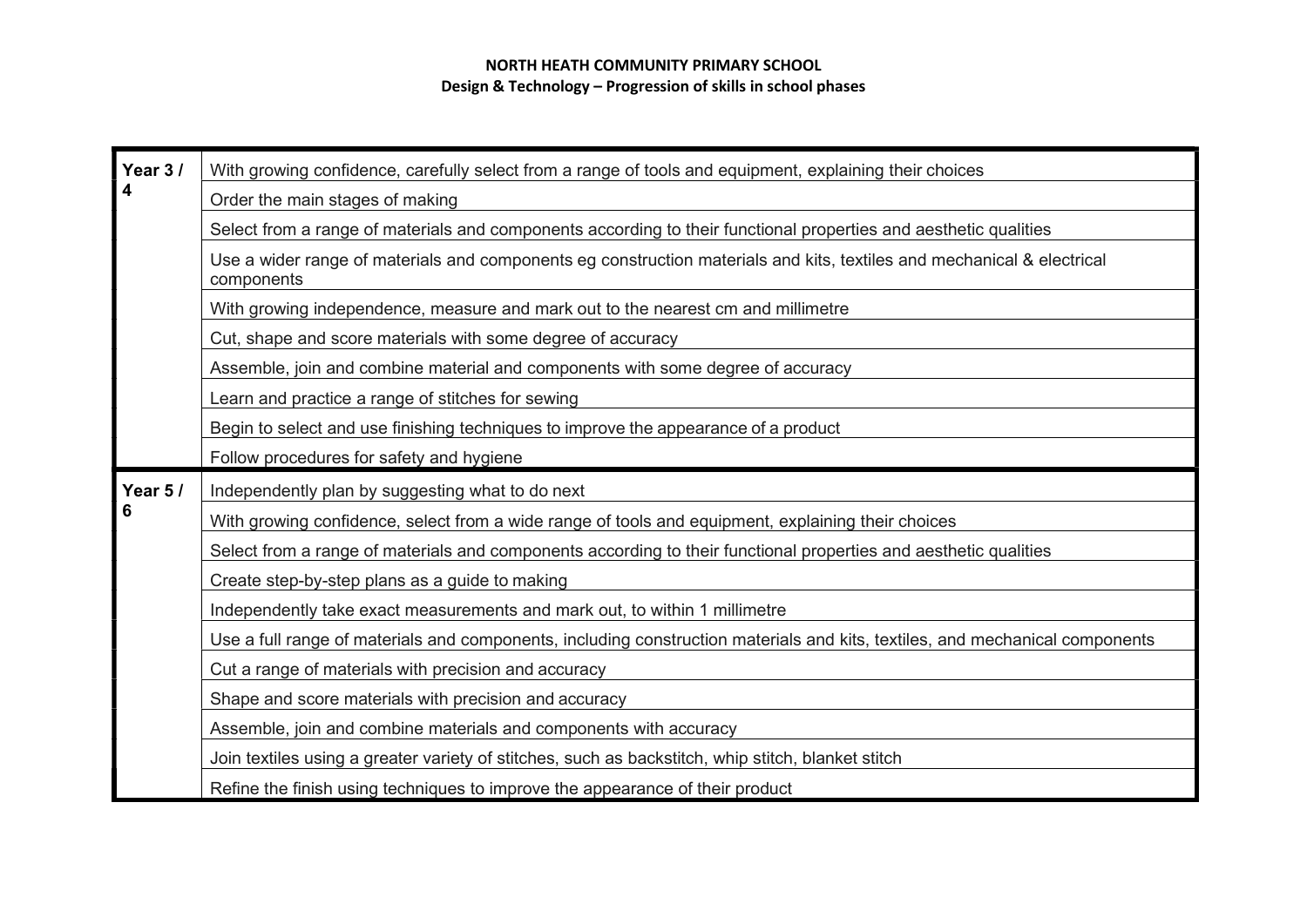**NORTH HEATH COMMUNITY PRIMARY SCHOOL**
**Design & Technology – Progression of skills in school phases**

| Phase | Skills |
|---|---|
| **Year 3 / 4** | With growing confidence, carefully select from a range of tools and equipment, explaining their choices |
| | Order the main stages of making |
| | Select from a range of materials and components according to their functional properties and aesthetic qualities |
| | Use a wider range of materials and components eg construction materials and kits, textiles and mechanical & electrical components |
| | With growing independence, measure and mark out to the nearest cm and millimetre |
| | Cut, shape and score materials with some degree of accuracy |
| | Assemble, join and combine material and components with some degree of accuracy |
| | Learn and practice a range of stitches for sewing |
| | Begin to select and use finishing techniques to improve the appearance of a product |
| | Follow procedures for safety and hygiene |
| **Year 5 / 6** | Independently plan by suggesting what to do next |
| | With growing confidence, select from a wide range of tools and equipment, explaining their choices |
| | Select from a range of materials and components according to their functional properties and aesthetic qualities |
| | Create step-by-step plans as a guide to making |
| | Independently take exact measurements and mark out, to within 1 millimetre |
| | Use a full range of materials and components, including construction materials and kits, textiles, and mechanical components |
| | Cut a range of materials with precision and accuracy |
| | Shape and score materials with precision and accuracy |
| | Assemble, join and combine materials and components with accuracy |
| | Join textiles using a greater variety of stitches, such as backstitch, whip stitch, blanket stitch |
| | Refine the finish using techniques to improve the appearance of their product |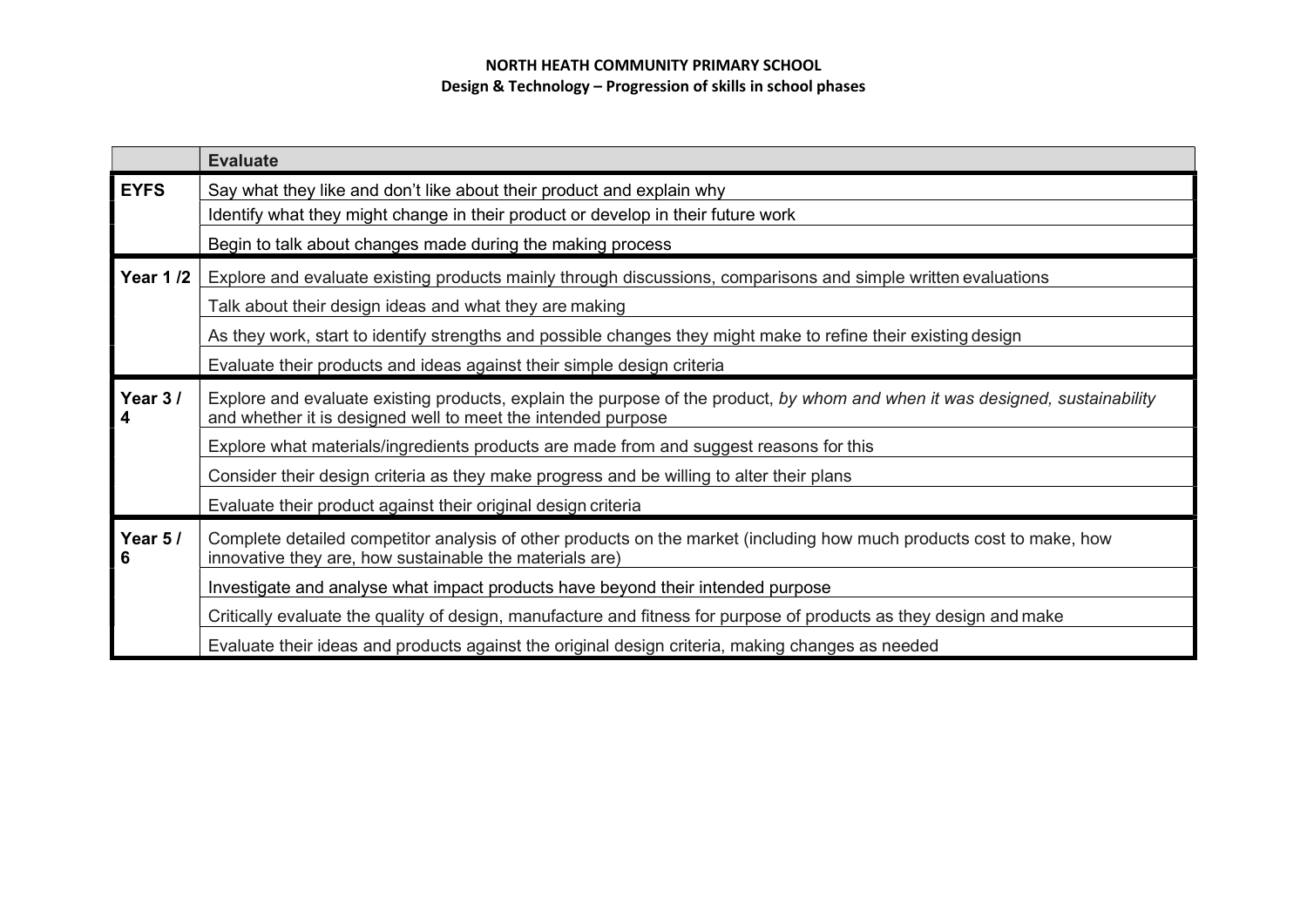**NORTH HEATH COMMUNITY PRIMARY SCHOOL**
**Design & Technology – Progression of skills in school phases**

| | **Evaluate** |
|---|---|
| **EYFS** | Say what they like and don't like about their product and explain why |
| | Identify what they might change in their product or develop in their future work |
| | Begin to talk about changes made during the making process |
| **Year 1 /2** | Explore and evaluate existing products mainly through discussions, comparisons and simple written evaluations |
| | Talk about their design ideas and what they are making |
| | As they work, start to identify strengths and possible changes they might make to refine their existing design |
| | Evaluate their products and ideas against their simple design criteria |
| **Year 3 / 4** | Explore and evaluate existing products, explain the purpose of the product, *by whom and when it was designed, sustainability* and whether it is designed well to meet the intended purpose |
| | Explore what materials/ingredients products are made from and suggest reasons for this |
| | Consider their design criteria as they make progress and be willing to alter their plans |
| | Evaluate their product against their original design criteria |
| **Year 5 / 6** | Complete detailed competitor analysis of other products on the market (including how much products cost to make, how innovative they are, how sustainable the materials are) |
| | Investigate and analyse what impact products have beyond their intended purpose |
| | Critically evaluate the quality of design, manufacture and fitness for purpose of products as they design and make |
| | Evaluate their ideas and products against the original design criteria, making changes as needed |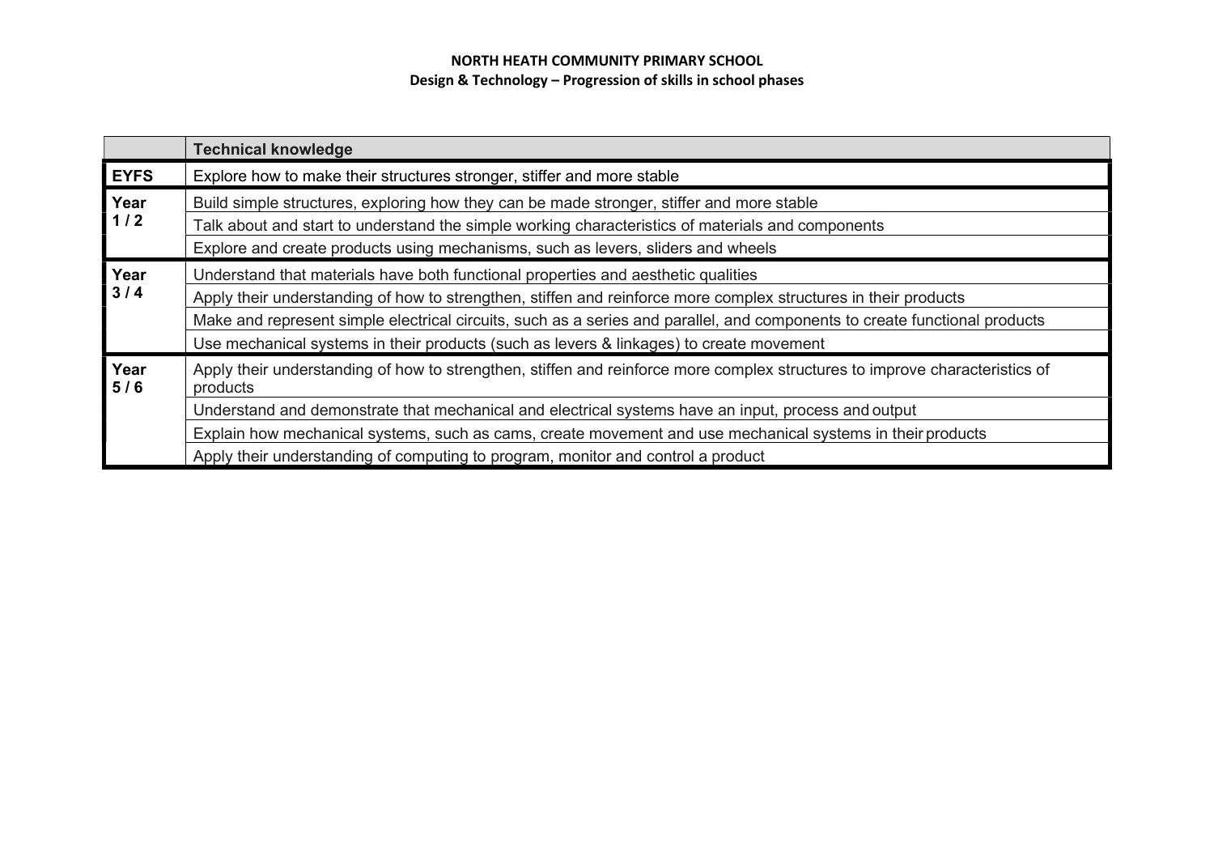**NORTH HEATH COMMUNITY PRIMARY SCHOOL**

**Design & Technology – Progression of skills in school phases**

| | **Technical knowledge** |
|---|---|
| **EYFS** | Explore how to make their structures stronger, stiffer and more stable |
| **Year 1 / 2** | Build simple structures, exploring how they can be made stronger, stiffer and more stable |
| | Talk about and start to understand the simple working characteristics of materials and components |
| | Explore and create products using mechanisms, such as levers, sliders and wheels |
| **Year 3 / 4** | Understand that materials have both functional properties and aesthetic qualities |
| | Apply their understanding of how to strengthen, stiffen and reinforce more complex structures in their products |
| | Make and represent simple electrical circuits, such as a series and parallel, and components to create functional products |
| | Use mechanical systems in their products (such as levers & linkages) to create movement |
| **Year 5 / 6** | Apply their understanding of how to strengthen, stiffen and reinforce more complex structures to improve characteristics of products |
| | Understand and demonstrate that mechanical and electrical systems have an input, process and output |
| | Explain how mechanical systems, such as cams, create movement and use mechanical systems in their products |
| | Apply their understanding of computing to program, monitor and control a product |